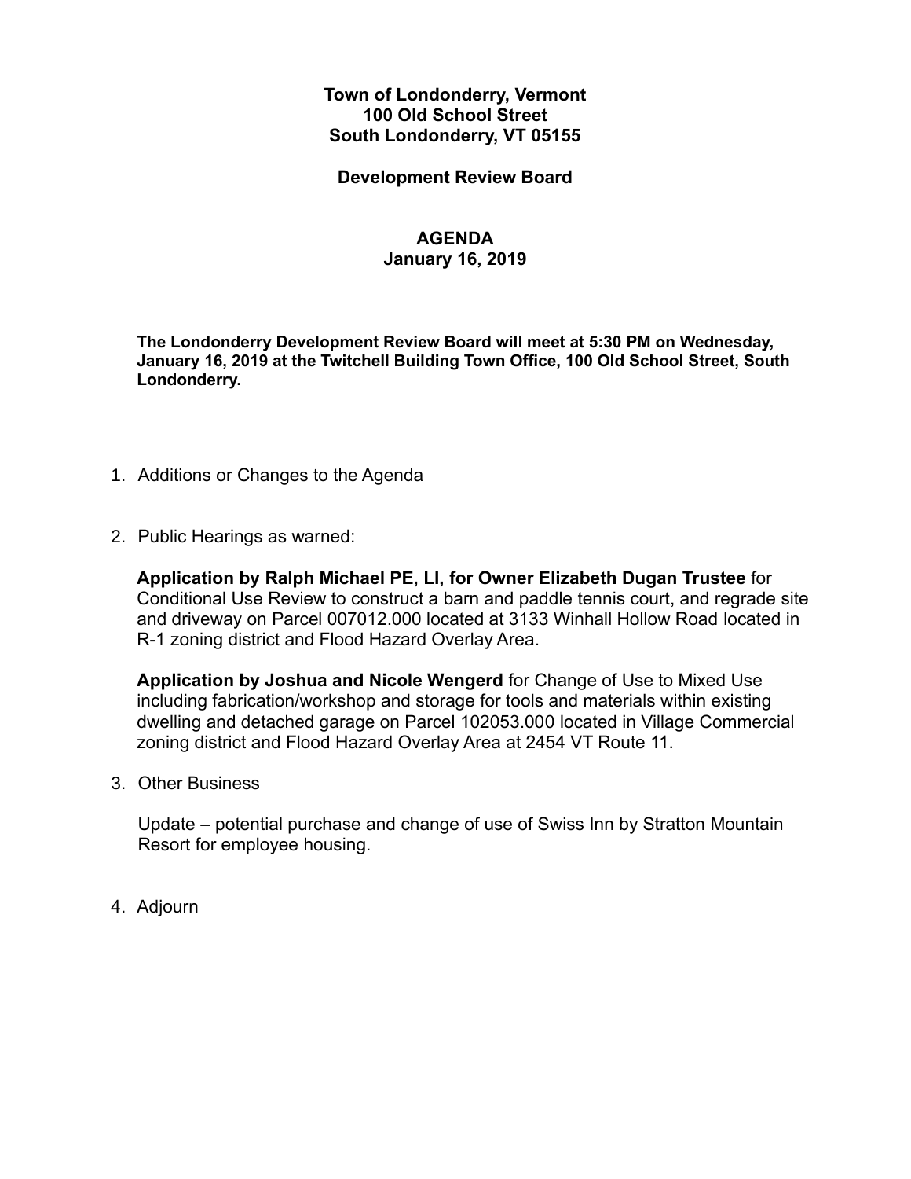**Town of Londonderry, Vermont**
**100 Old School Street**
**South Londonderry, VT 05155**

**Development Review Board**

# AGENDA
**January 16, 2019**

**The Londonderry Development Review Board will meet at 5:30 PM on Wednesday, January 16, 2019 at the Twitchell Building Town Office, 100 Old School Street, South Londonderry.**

1. Additions or Changes to the Agenda

2. Public Hearings as warned:

   **Application by Ralph Michael PE, LI, for Owner Elizabeth Dugan Trustee** for Conditional Use Review to construct a barn and paddle tennis court, and regrade site and driveway on Parcel 007012.000 located at 3133 Winhall Hollow Road located in R-1 zoning district and Flood Hazard Overlay Area.

   **Application by Joshua and Nicole Wengerd** for Change of Use to Mixed Use including fabrication/workshop and storage for tools and materials within existing dwelling and detached garage on Parcel 102053.000 located in Village Commercial zoning district and Flood Hazard Overlay Area at 2454 VT Route 11.

3. Other Business

   Update – potential purchase and change of use of Swiss Inn by Stratton Mountain Resort for employee housing.

4. Adjourn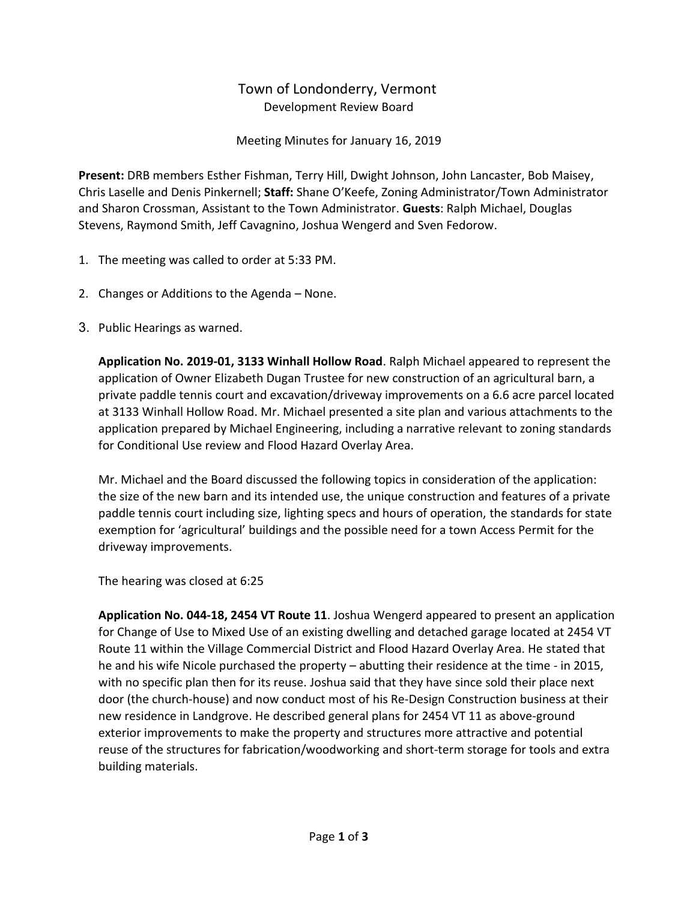# Town of Londonderry, Vermont

Development Review Board

Meeting Minutes for January 16, 2019

**Present:** DRB members Esther Fishman, Terry Hill, Dwight Johnson, John Lancaster, Bob Maisey, Chris Laselle and Denis Pinkernell; **Staff:** Shane O'Keefe, Zoning Administrator/Town Administrator and Sharon Crossman, Assistant to the Town Administrator. **Guests**: Ralph Michael, Douglas Stevens, Raymond Smith, Jeff Cavagnino, Joshua Wengerd and Sven Fedorow.

1. The meeting was called to order at 5:33 PM.

2. Changes or Additions to the Agenda – None.

3. Public Hearings as warned.

   **Application No. 2019-01, 3133 Winhall Hollow Road**. Ralph Michael appeared to represent the application of Owner Elizabeth Dugan Trustee for new construction of an agricultural barn, a private paddle tennis court and excavation/driveway improvements on a 6.6 acre parcel located at 3133 Winhall Hollow Road. Mr. Michael presented a site plan and various attachments to the application prepared by Michael Engineering, including a narrative relevant to zoning standards for Conditional Use review and Flood Hazard Overlay Area.

   Mr. Michael and the Board discussed the following topics in consideration of the application: the size of the new barn and its intended use, the unique construction and features of a private paddle tennis court including size, lighting specs and hours of operation, the standards for state exemption for 'agricultural' buildings and the possible need for a town Access Permit for the driveway improvements.

   The hearing was closed at 6:25

   **Application No. 044-18, 2454 VT Route 11**. Joshua Wengerd appeared to present an application for Change of Use to Mixed Use of an existing dwelling and detached garage located at 2454 VT Route 11 within the Village Commercial District and Flood Hazard Overlay Area. He stated that he and his wife Nicole purchased the property – abutting their residence at the time - in 2015, with no specific plan then for its reuse. Joshua said that they have since sold their place next door (the church-house) and now conduct most of his Re-Design Construction business at their new residence in Landgrove. He described general plans for 2454 VT 11 as above-ground exterior improvements to make the property and structures more attractive and potential reuse of the structures for fabrication/woodworking and short-term storage for tools and extra building materials.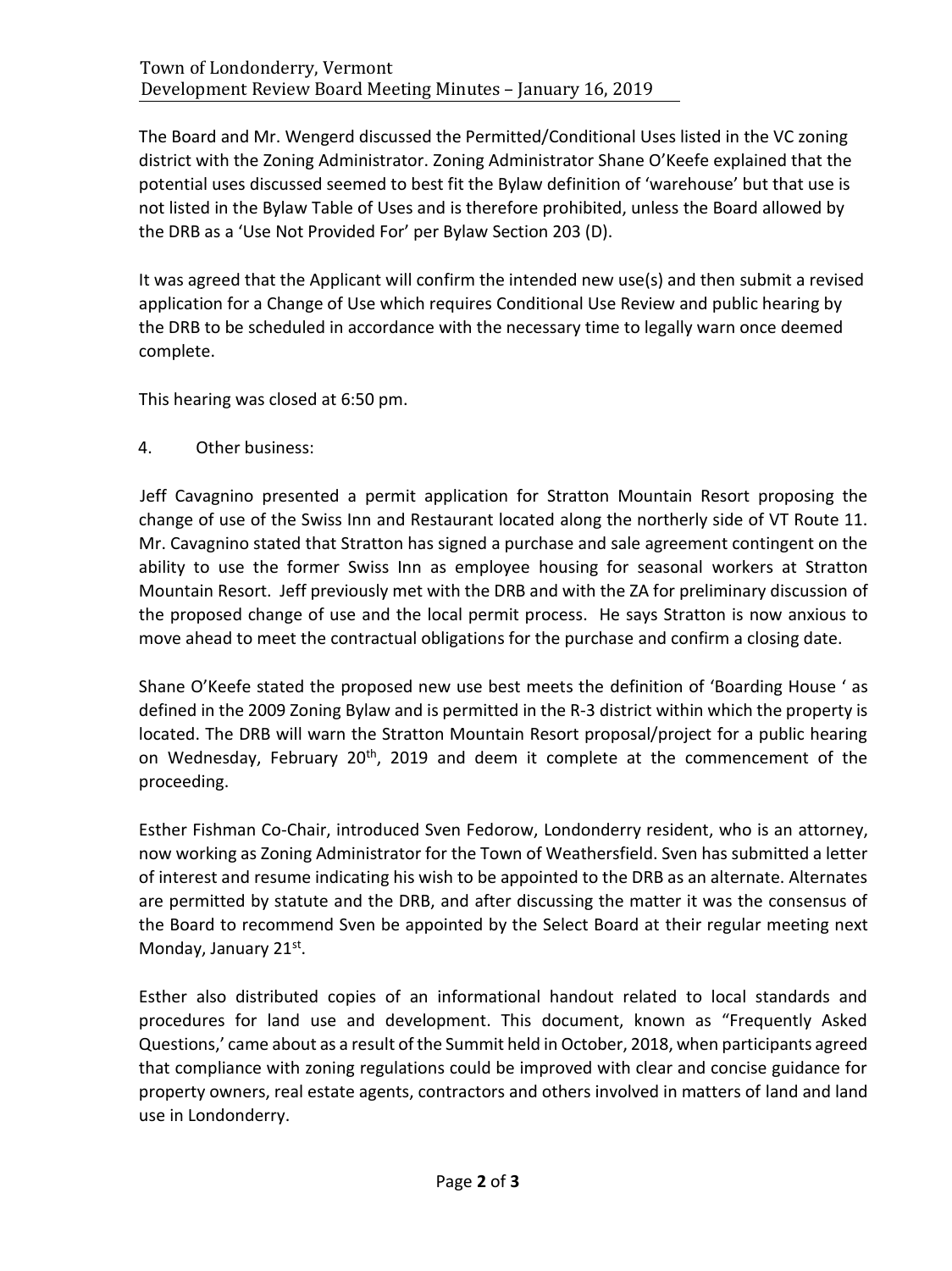The Board and Mr. Wengerd discussed the Permitted/Conditional Uses listed in the VC zoning district with the Zoning Administrator. Zoning Administrator Shane O'Keefe explained that the potential uses discussed seemed to best fit the Bylaw definition of 'warehouse' but that use is not listed in the Bylaw Table of Uses and is therefore prohibited, unless the Board allowed by the DRB as a 'Use Not Provided For' per Bylaw Section 203 (D).

It was agreed that the Applicant will confirm the intended new use(s) and then submit a revised application for a Change of Use which requires Conditional Use Review and public hearing by the DRB to be scheduled in accordance with the necessary time to legally warn once deemed complete.

This hearing was closed at 6:50 pm.

4. Other business:

Jeff Cavagnino presented a permit application for Stratton Mountain Resort proposing the change of use of the Swiss Inn and Restaurant located along the northerly side of VT Route 11. Mr. Cavagnino stated that Stratton has signed a purchase and sale agreement contingent on the ability to use the former Swiss Inn as employee housing for seasonal workers at Stratton Mountain Resort. Jeff previously met with the DRB and with the ZA for preliminary discussion of the proposed change of use and the local permit process. He says Stratton is now anxious to move ahead to meet the contractual obligations for the purchase and confirm a closing date.

Shane O'Keefe stated the proposed new use best meets the definition of 'Boarding House ' as defined in the 2009 Zoning Bylaw and is permitted in the R-3 district within which the property is located. The DRB will warn the Stratton Mountain Resort proposal/project for a public hearing on Wednesday, February 20th, 2019 and deem it complete at the commencement of the proceeding.

Esther Fishman Co-Chair, introduced Sven Fedorow, Londonderry resident, who is an attorney, now working as Zoning Administrator for the Town of Weathersfield. Sven has submitted a letter of interest and resume indicating his wish to be appointed to the DRB as an alternate. Alternates are permitted by statute and the DRB, and after discussing the matter it was the consensus of the Board to recommend Sven be appointed by the Select Board at their regular meeting next Monday, January 21st.

Esther also distributed copies of an informational handout related to local standards and procedures for land use and development. This document, known as "Frequently Asked Questions,' came about as a result of the Summit held in October, 2018, when participants agreed that compliance with zoning regulations could be improved with clear and concise guidance for property owners, real estate agents, contractors and others involved in matters of land and land use in Londonderry.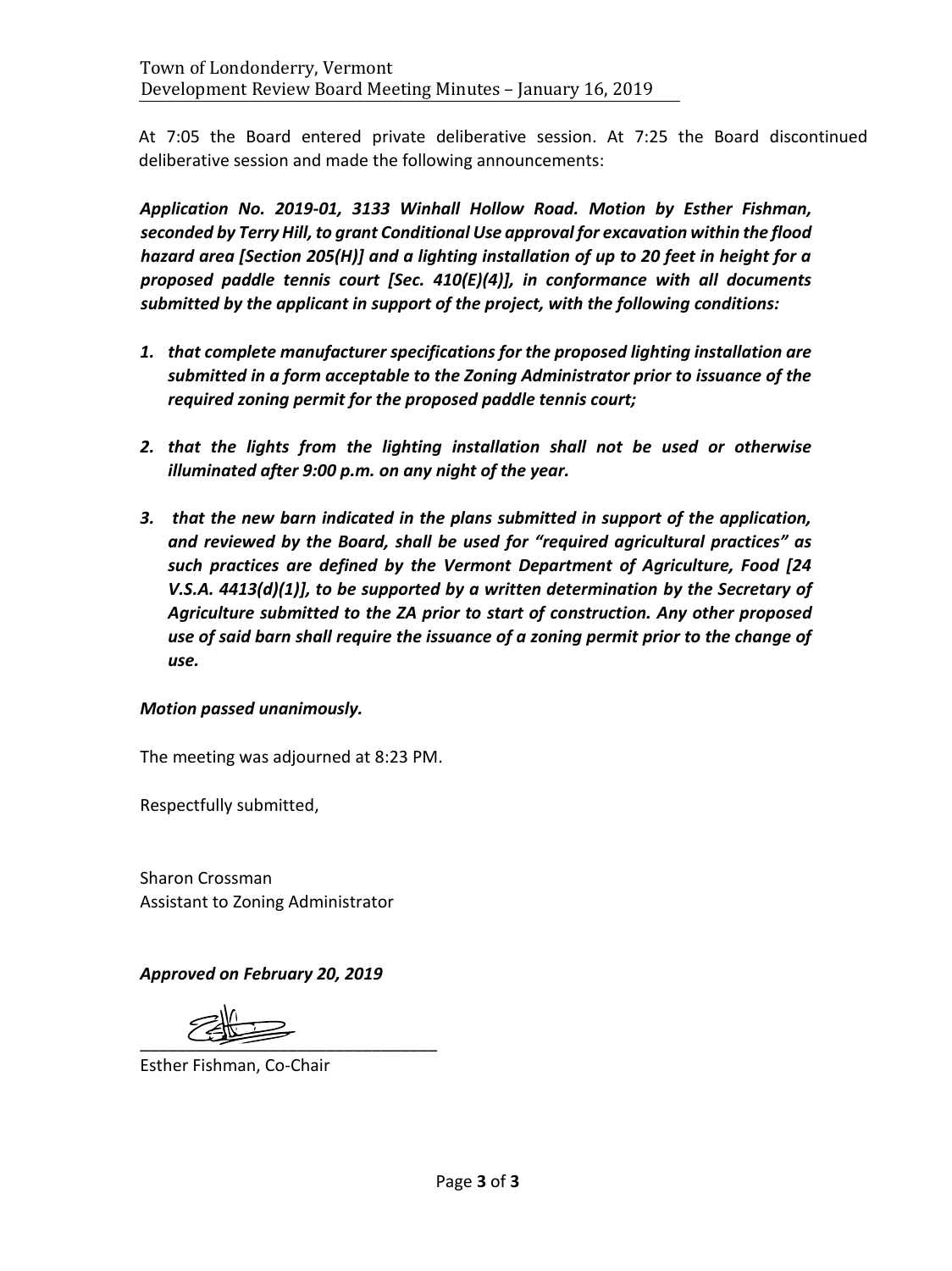At 7:05 the Board entered private deliberative session. At 7:25 the Board discontinued deliberative session and made the following announcements:

***Application No. 2019-01, 3133 Winhall Hollow Road. Motion by Esther Fishman, seconded by Terry Hill, to grant Conditional Use approval for excavation within the flood hazard area [Section 205(H)] and a lighting installation of up to 20 feet in height for a proposed paddle tennis court [Sec. 410(E)(4)], in conformance with all documents submitted by the applicant in support of the project, with the following conditions:***

1. ***that complete manufacturer specifications for the proposed lighting installation are submitted in a form acceptable to the Zoning Administrator prior to issuance of the required zoning permit for the proposed paddle tennis court;***

2. ***that the lights from the lighting installation shall not be used or otherwise illuminated after 9:00 p.m. on any night of the year.***

3. ***that the new barn indicated in the plans submitted in support of the application, and reviewed by the Board, shall be used for "required agricultural practices" as such practices are defined by the Vermont Department of Agriculture, Food [24 V.S.A. 4413(d)(1)], to be supported by a written determination by the Secretary of Agriculture submitted to the ZA prior to start of construction. Any other proposed use of said barn shall require the issuance of a zoning permit prior to the change of use.***

***Motion passed unanimously.***

The meeting was adjourned at 8:23 PM.

Respectfully submitted,

Sharon Crossman
Assistant to Zoning Administrator

***Approved on February 20, 2019***

\_\_\_\_\_\_\_\_\_\_\_\_\_\_\_\_\_\_\_\_\_\_\_\_\_\_\_\_\_\_\_\_
Esther Fishman, Co-Chair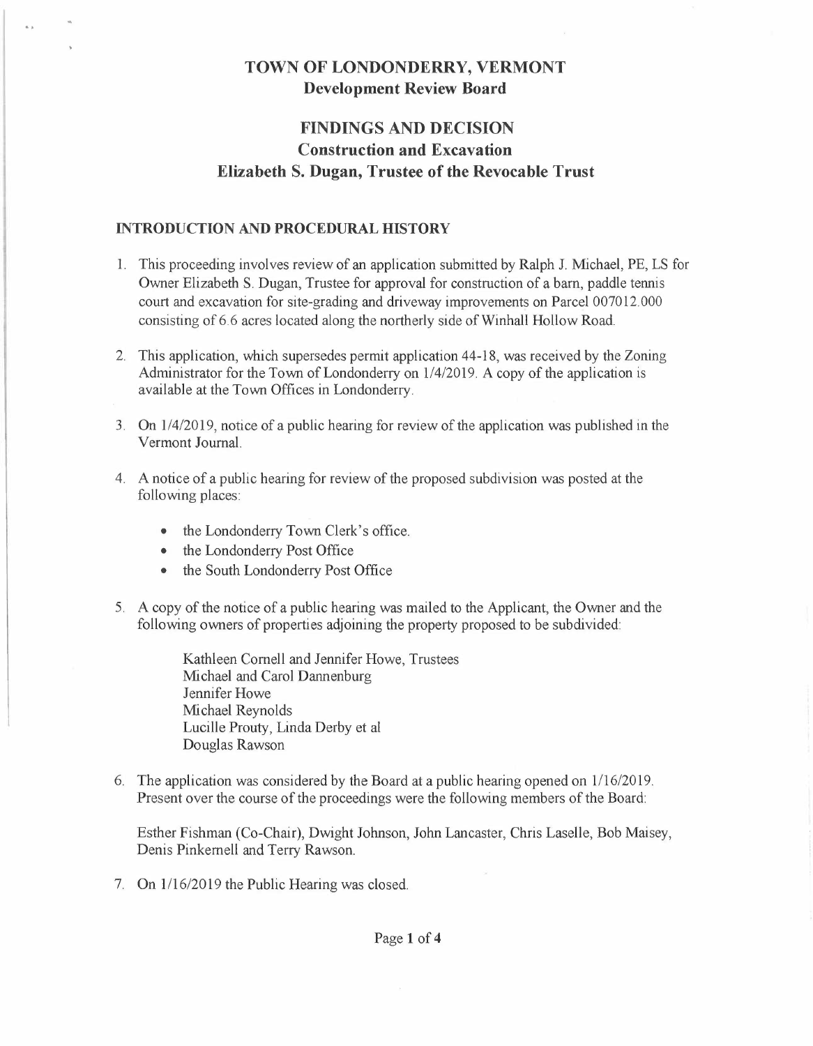# TOWN OF LONDONDERRY, VERMONT

## Development Review Board

# FINDINGS AND DECISION

## Construction and Excavation

## Elizabeth S. Dugan, Trustee of the Revocable Trust

### INTRODUCTION AND PROCEDURAL HISTORY

1. This proceeding involves review of an application submitted by Ralph J. Michael, PE, LS for Owner Elizabeth S. Dugan, Trustee for approval for construction of a barn, paddle tennis court and excavation for site-grading and driveway improvements on Parcel 007012.000 consisting of 6.6 acres located along the northerly side of Winhall Hollow Road.

2. This application, which supersedes permit application 44-18, was received by the Zoning Administrator for the Town of Londonderry on 1/4/2019. A copy of the application is available at the Town Offices in Londonderry.

3. On 1/4/2019, notice of a public hearing for review of the application was published in the Vermont Journal.

4. A notice of a public hearing for review of the proposed subdivision was posted at the following places:

   - the Londonderry Town Clerk's office.
   - the Londonderry Post Office
   - the South Londonderry Post Office

5. A copy of the notice of a public hearing was mailed to the Applicant, the Owner and the following owners of properties adjoining the property proposed to be subdivided:

   Kathleen Cornell and Jennifer Howe, Trustees
   Michael and Carol Dannenburg
   Jennifer Howe
   Michael Reynolds
   Lucille Prouty, Linda Derby et al
   Douglas Rawson

6. The application was considered by the Board at a public hearing opened on 1/16/2019. Present over the course of the proceedings were the following members of the Board:

   Esther Fishman (Co-Chair), Dwight Johnson, John Lancaster, Chris Laselle, Bob Maisey, Denis Pinkernell and Terry Rawson.

7. On 1/16/2019 the Public Hearing was closed.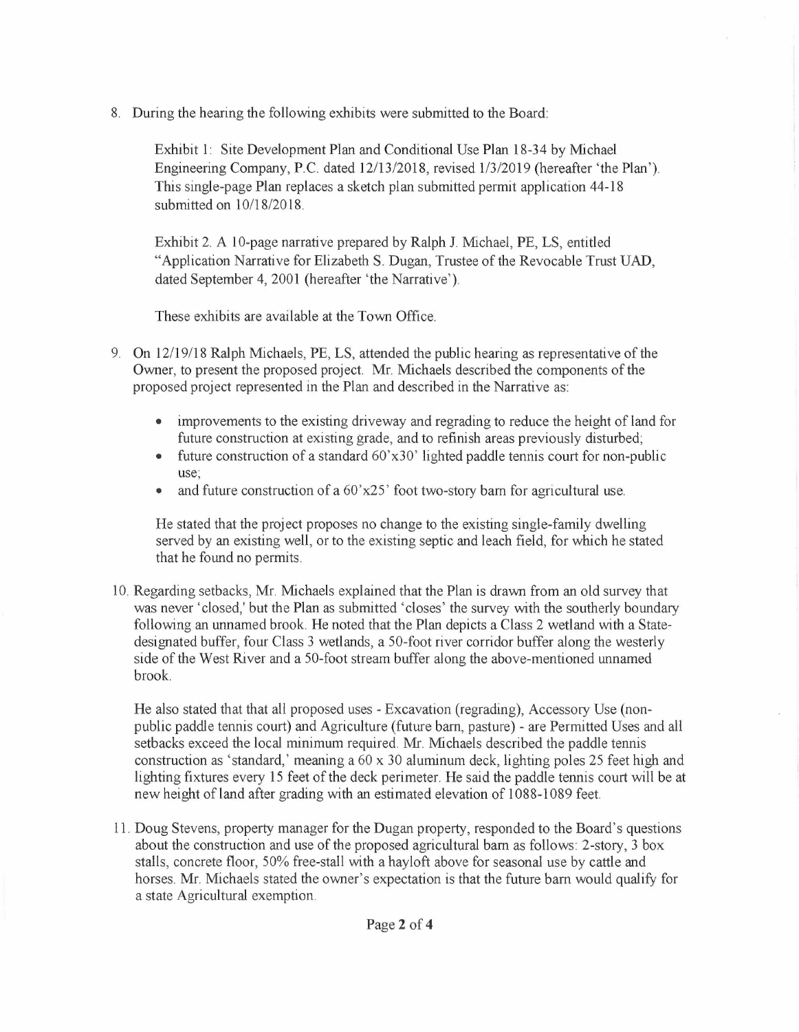8. During the hearing the following exhibits were submitted to the Board:

   Exhibit 1: Site Development Plan and Conditional Use Plan 18-34 by Michael Engineering Company, P.C. dated 12/13/2018, revised 1/3/2019 (hereafter 'the Plan'). This single-page Plan replaces a sketch plan submitted permit application 44-18 submitted on 10/18/2018.

   Exhibit 2. A 10-page narrative prepared by Ralph J. Michael, PE, LS, entitled "Application Narrative for Elizabeth S. Dugan, Trustee of the Revocable Trust UAD, dated September 4, 2001 (hereafter 'the Narrative').

   These exhibits are available at the Town Office.

9. On 12/19/18 Ralph Michaels, PE, LS, attended the public hearing as representative of the Owner, to present the proposed project. Mr. Michaels described the components of the proposed project represented in the Plan and described in the Narrative as:

   - improvements to the existing driveway and regrading to reduce the height of land for future construction at existing grade, and to refinish areas previously disturbed;
   - future construction of a standard 60'x30' lighted paddle tennis court for non-public use;
   - and future construction of a 60'x25' foot two-story barn for agricultural use.

   He stated that the project proposes no change to the existing single-family dwelling served by an existing well, or to the existing septic and leach field, for which he stated that he found no permits.

10. Regarding setbacks, Mr. Michaels explained that the Plan is drawn from an old survey that was never 'closed,' but the Plan as submitted 'closes' the survey with the southerly boundary following an unnamed brook. He noted that the Plan depicts a Class 2 wetland with a State-designated buffer, four Class 3 wetlands, a 50-foot river corridor buffer along the westerly side of the West River and a 50-foot stream buffer along the above-mentioned unnamed brook.

    He also stated that that all proposed uses - Excavation (regrading), Accessory Use (non-public paddle tennis court) and Agriculture (future barn, pasture) - are Permitted Uses and all setbacks exceed the local minimum required. Mr. Michaels described the paddle tennis construction as 'standard,' meaning a 60 x 30 aluminum deck, lighting poles 25 feet high and lighting fixtures every 15 feet of the deck perimeter. He said the paddle tennis court will be at new height of land after grading with an estimated elevation of 1088-1089 feet.

11. Doug Stevens, property manager for the Dugan property, responded to the Board's questions about the construction and use of the proposed agricultural barn as follows: 2-story, 3 box stalls, concrete floor, 50% free-stall with a hayloft above for seasonal use by cattle and horses. Mr. Michaels stated the owner's expectation is that the future barn would qualify for a state Agricultural exemption.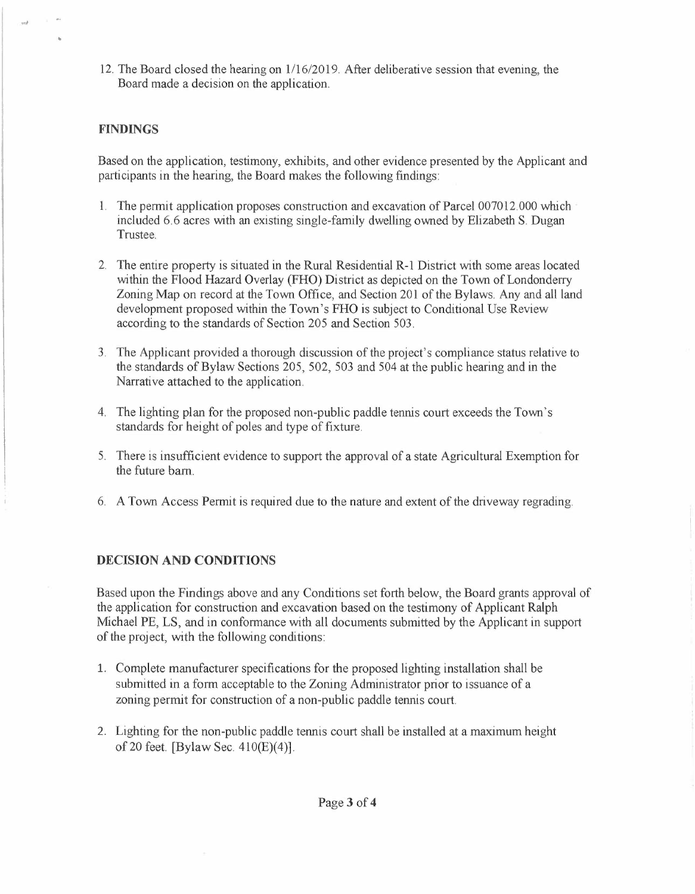12. The Board closed the hearing on 1/16/2019. After deliberative session that evening, the Board made a decision on the application.

## FINDINGS

Based on the application, testimony, exhibits, and other evidence presented by the Applicant and participants in the hearing, the Board makes the following findings:

1. The permit application proposes construction and excavation of Parcel 007012.000 which included 6.6 acres with an existing single-family dwelling owned by Elizabeth S. Dugan Trustee.

2. The entire property is situated in the Rural Residential R-1 District with some areas located within the Flood Hazard Overlay (FHO) District as depicted on the Town of Londonderry Zoning Map on record at the Town Office, and Section 201 of the Bylaws. Any and all land development proposed within the Town's FHO is subject to Conditional Use Review according to the standards of Section 205 and Section 503.

3. The Applicant provided a thorough discussion of the project's compliance status relative to the standards of Bylaw Sections 205, 502, 503 and 504 at the public hearing and in the Narrative attached to the application.

4. The lighting plan for the proposed non-public paddle tennis court exceeds the Town's standards for height of poles and type of fixture.

5. There is insufficient evidence to support the approval of a state Agricultural Exemption for the future barn.

6. A Town Access Permit is required due to the nature and extent of the driveway regrading.

## DECISION AND CONDITIONS

Based upon the Findings above and any Conditions set forth below, the Board grants approval of the application for construction and excavation based on the testimony of Applicant Ralph Michael PE, LS, and in conformance with all documents submitted by the Applicant in support of the project, with the following conditions:

1. Complete manufacturer specifications for the proposed lighting installation shall be submitted in a form acceptable to the Zoning Administrator prior to issuance of a zoning permit for construction of a non-public paddle tennis court.

2. Lighting for the non-public paddle tennis court shall be installed at a maximum height of 20 feet. [Bylaw Sec. 410(E)(4)].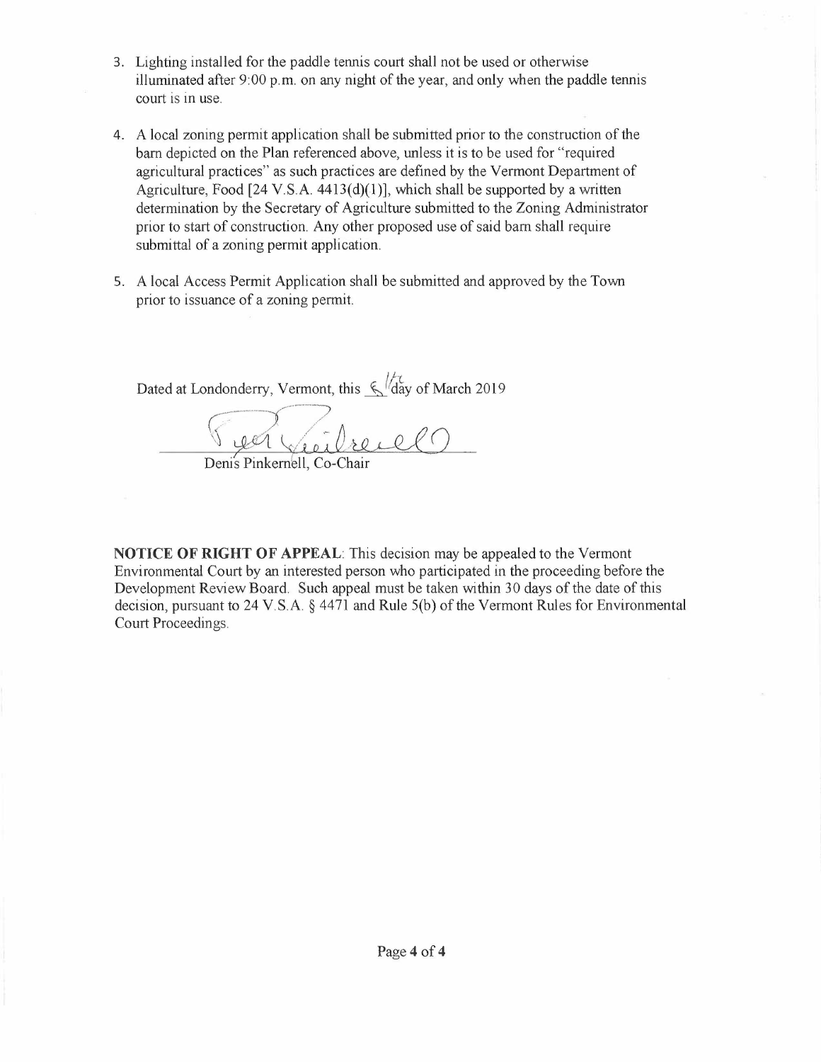3. Lighting installed for the paddle tennis court shall not be used or otherwise illuminated after 9:00 p.m. on any night of the year, and only when the paddle tennis court is in use.

4. A local zoning permit application shall be submitted prior to the construction of the barn depicted on the Plan referenced above, unless it is to be used for "required agricultural practices" as such practices are defined by the Vermont Department of Agriculture, Food [24 V.S.A. 4413(d)(1)], which shall be supported by a written determination by the Secretary of Agriculture submitted to the Zoning Administrator prior to start of construction. Any other proposed use of said barn shall require submittal of a zoning permit application.

5. A local Access Permit Application shall be submitted and approved by the Town prior to issuance of a zoning permit.

Dated at Londonderry, Vermont, this 6th day of March 2019

Denis Pinkernell, Co-Chair

**NOTICE OF RIGHT OF APPEAL**: This decision may be appealed to the Vermont Environmental Court by an interested person who participated in the proceeding before the Development Review Board. Such appeal must be taken within 30 days of the date of this decision, pursuant to 24 V.S.A. § 4471 and Rule 5(b) of the Vermont Rules for Environmental Court Proceedings.